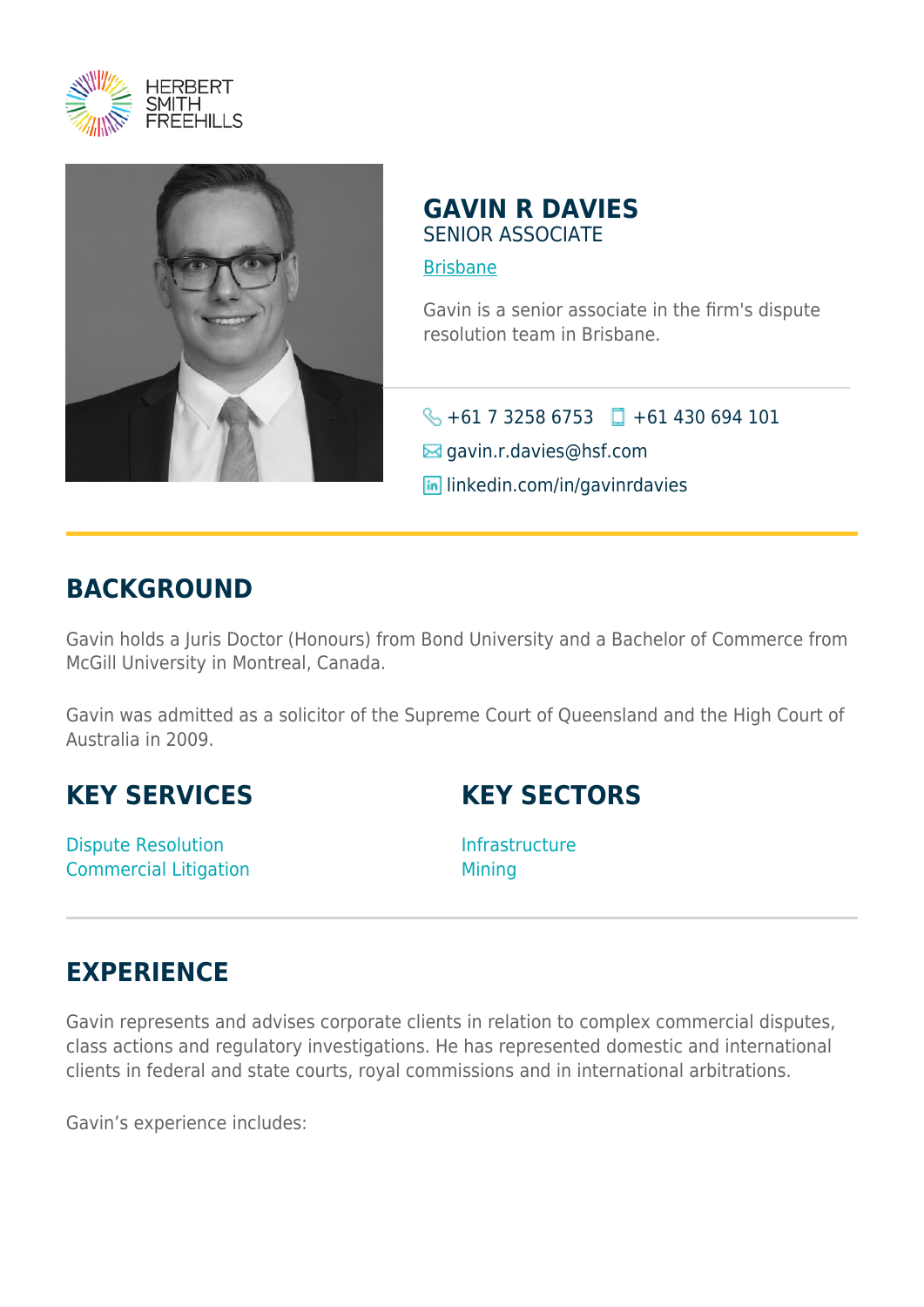HERBERT SMITH FREEHILLS

# GAVIN R DAVIES

SENIOR ASSOCIATE

Brisbane

Gavin is a senior associate in the firm's dispute resolution team in Brisbane.

+61 7 3258 6753 +61 430 694 101

gavin.r.davies@hsf.com

linkedin.com/in/gavinrdavies

## BACKGROUND

Gavin holds a Juris Doctor (Honours) from Bond University and a Bachelor of Commerce from McGill University in Montreal, Canada.

Gavin was admitted as a solicitor of the Supreme Court of Queensland and the High Court of Australia in 2009.

## KEY SERVICES

Dispute Resolution
Commercial Litigation

## KEY SECTORS

Infrastructure
Mining

## EXPERIENCE

Gavin represents and advises corporate clients in relation to complex commercial disputes, class actions and regulatory investigations. He has represented domestic and international clients in federal and state courts, royal commissions and in international arbitrations.

Gavin's experience includes: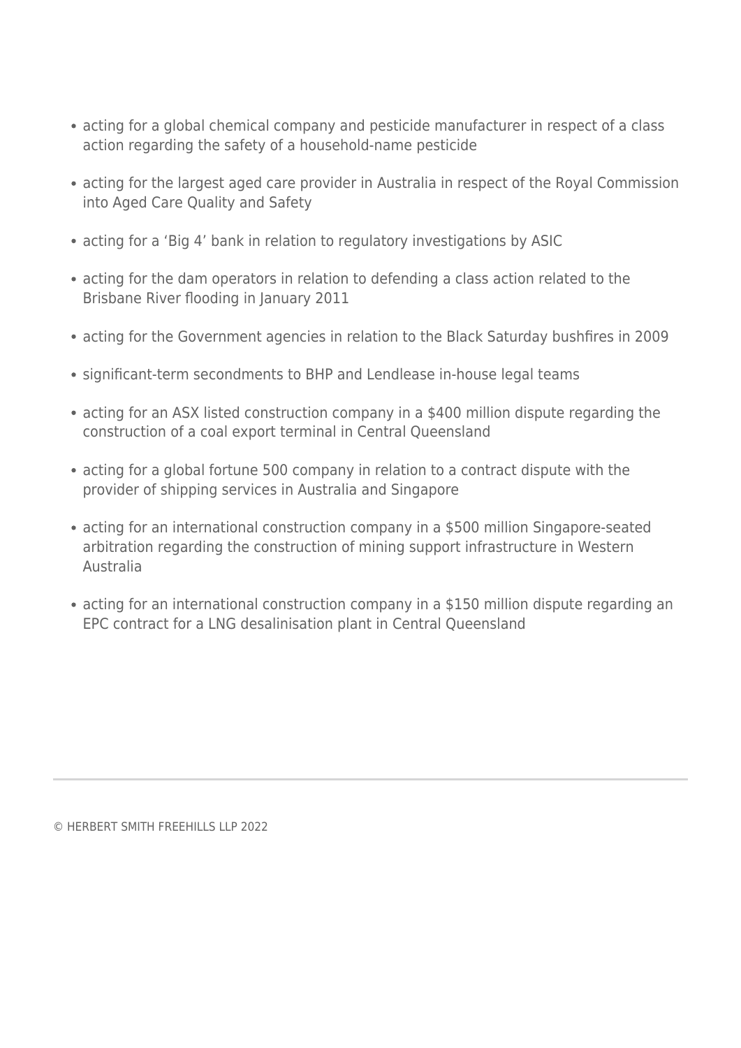- acting for a global chemical company and pesticide manufacturer in respect of a class action regarding the safety of a household-name pesticide
- acting for the largest aged care provider in Australia in respect of the Royal Commission into Aged Care Quality and Safety
- acting for a 'Big 4' bank in relation to regulatory investigations by ASIC
- acting for the dam operators in relation to defending a class action related to the Brisbane River flooding in January 2011
- acting for the Government agencies in relation to the Black Saturday bushfires in 2009
- significant-term secondments to BHP and Lendlease in-house legal teams
- acting for an ASX listed construction company in a $400 million dispute regarding the construction of a coal export terminal in Central Queensland
- acting for a global fortune 500 company in relation to a contract dispute with the provider of shipping services in Australia and Singapore
- acting for an international construction company in a $500 million Singapore-seated arbitration regarding the construction of mining support infrastructure in Western Australia
- acting for an international construction company in a $150 million dispute regarding an EPC contract for a LNG desalinisation plant in Central Queensland

© HERBERT SMITH FREEHILLS LLP 2022